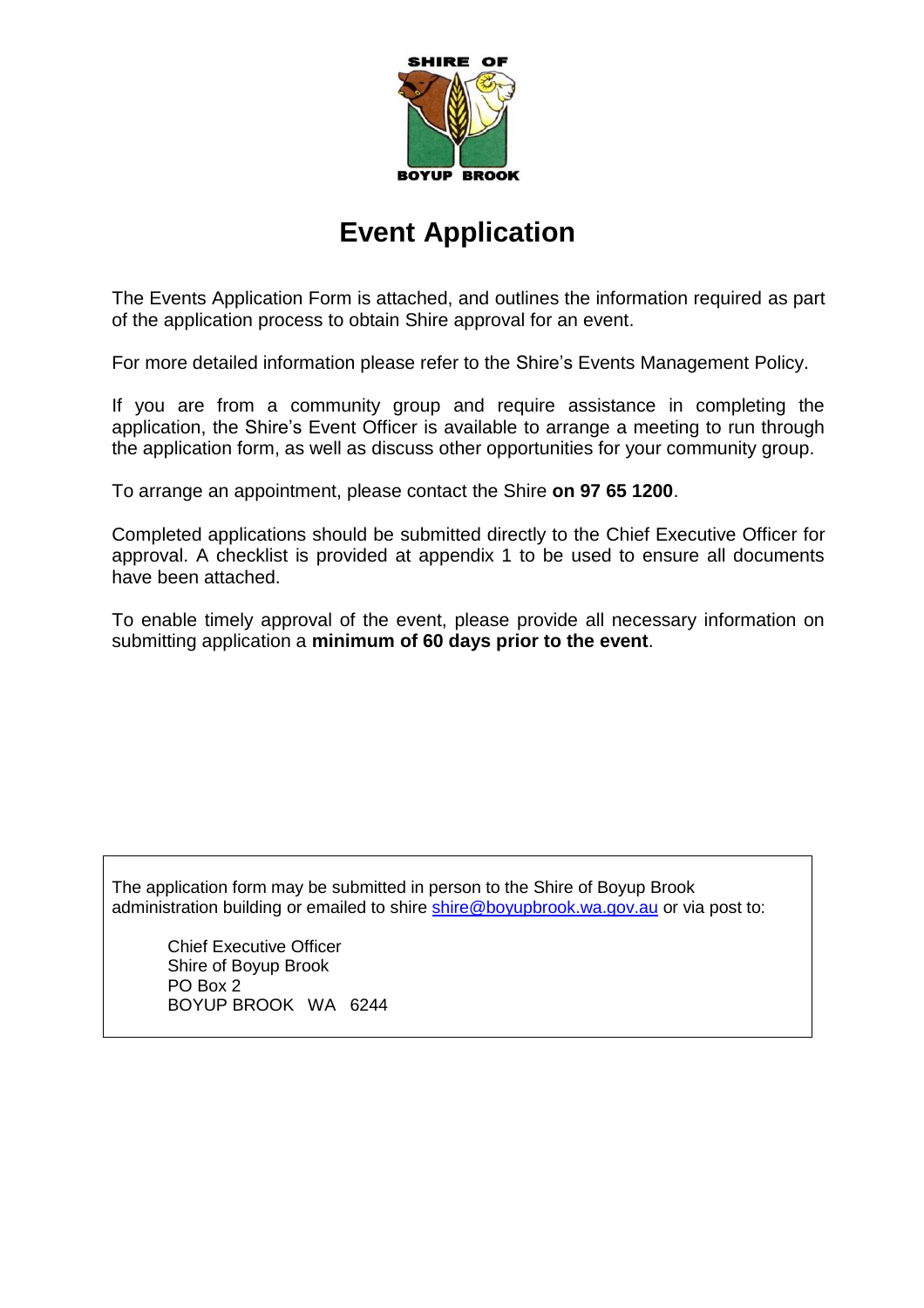SHIRE OF

BOYUP BROOK

# Event Application

The Events Application Form is attached, and outlines the information required as part of the application process to obtain Shire approval for an event.

For more detailed information please refer to the Shire's Events Management Policy.

If you are from a community group and require assistance in completing the application, the Shire's Event Officer is available to arrange a meeting to run through the application form, as well as discuss other opportunities for your community group.

To arrange an appointment, please contact the Shire **on 97 65 1200**.

Completed applications should be submitted directly to the Chief Executive Officer for approval. A checklist is provided at appendix 1 to be used to ensure all documents have been attached.

To enable timely approval of the event, please provide all necessary information on submitting application a **minimum of 60 days prior to the event**.

The application form may be submitted in person to the Shire of Boyup Brook administration building or emailed to shire shire@boyupbrook.wa.gov.au or via post to:

Chief Executive Officer
Shire of Boyup Brook
PO Box 2
BOYUP BROOK WA 6244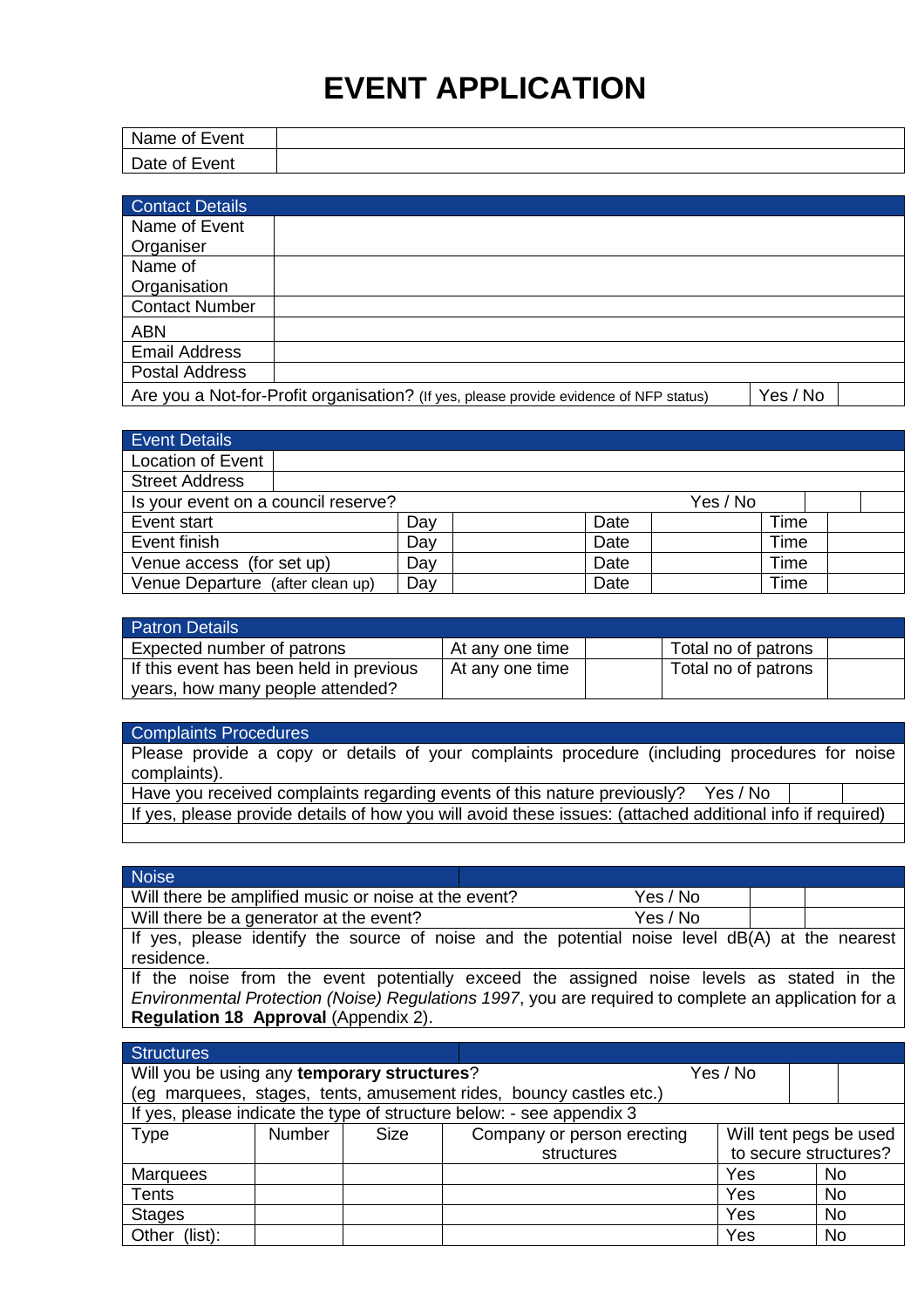# EVENT APPLICATION

| Name of Event | |
|---|---|
| Date of Event | |

| Contact Details | | |
|---|---|---|
| Name of Event Organiser | | |
| Name of Organisation | | |
| Contact Number | | |
| ABN | | |
| Email Address | | |
| Postal Address | | |
| Are you a Not-for-Profit organisation? (If yes, please provide evidence of NFP status) | Yes / No | |

| Event Details | | | | | |
|---|---|---|---|---|---|
| Location of Event | | | | | |
| Street Address | | | | | |
| Is your event on a council reserve? | | | Yes / No | | |
| Event start | Day | | Date | | Time |
| Event finish | Day | | Date | | Time |
| Venue access (for set up) | Day | | Date | | Time |
| Venue Departure (after clean up) | Day | | Date | | Time |

| Patron Details | | | | |
|---|---|---|---|---|
| Expected number of patrons | At any one time | | Total no of patrons | |
| If this event has been held in previous years, how many people attended? | At any one time | | Total no of patrons | |

| Complaints Procedures | | |
|---|---|---|
| Please provide a copy or details of your complaints procedure (including procedures for noise complaints). | | |
| Have you received complaints regarding events of this nature previously? Yes / No | | |
| If yes, please provide details of how you will avoid these issues: (attached additional info if required) | | |
| | | |

| Noise | | | |
|---|---|---|---|
| Will there be amplified music or noise at the event? | Yes / No | | |
| Will there be a generator at the event? | Yes / No | | |
| If yes, please identify the source of noise and the potential noise level dB(A) at the nearest residence. | | | |
| If the noise from the event potentially exceed the assigned noise levels as stated in the *Environmental Protection (Noise) Regulations 1997*, you are required to complete an application for a **Regulation 18 Approval** (Appendix 2). | | | |

| Structures | | | | | |
|---|---|---|---|---|---|
| Will you be using any **temporary structures**? (eg marquees, stages, tents, amusement rides, bouncy castles etc.) | | | Yes / No | | |
| If yes, please indicate the type of structure below: - see appendix 3 | | | | | |
| Type | Number | Size | Company or person erecting structures | Will tent pegs be used to secure structures? | |
| Marquees | | | | Yes | No |
| Tents | | | | Yes | No |
| Stages | | | | Yes | No |
| Other (list): | | | | Yes | No |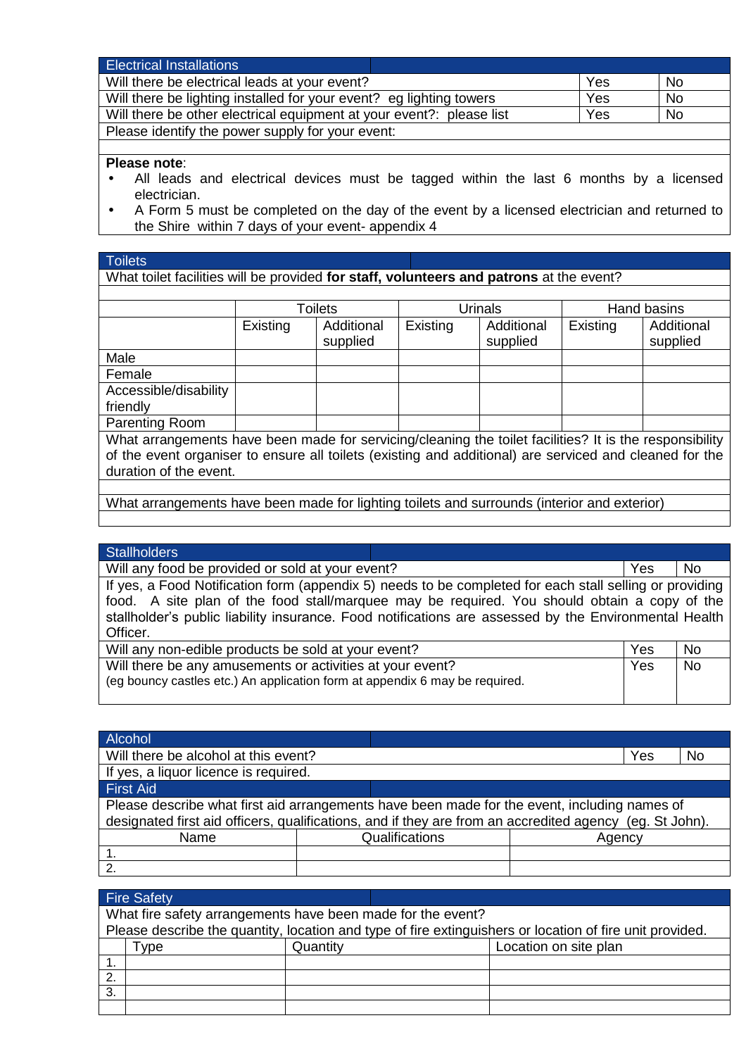## Electrical Installations

| | | |
|---|---|---|
| Will there be electrical leads at your event? | Yes | No |
| Will there be lighting installed for your event? eg lighting towers | Yes | No |
| Will there be other electrical equipment at your event?: please list | Yes | No |
| Please identify the power supply for your event: | | |
| | | |

**Please note**:

- All leads and electrical devices must be tagged within the last 6 months by a licensed electrician.
- A Form 5 must be completed on the day of the event by a licensed electrician and returned to the Shire within 7 days of your event- appendix 4

## Toilets

What toilet facilities will be provided **for staff, volunteers and patrons** at the event?

| | Toilets | | Urinals | | Hand basins | |
|---|---|---|---|---|---|---|
| | Existing | Additional supplied | Existing | Additional supplied | Existing | Additional supplied |
| Male | | | | | | |
| Female | | | | | | |
| Accessible/disability friendly | | | | | | |
| Parenting Room | | | | | | |

What arrangements have been made for servicing/cleaning the toilet facilities? It is the responsibility of the event organiser to ensure all toilets (existing and additional) are serviced and cleaned for the duration of the event.

What arrangements have been made for lighting toilets and surrounds (interior and exterior)

## Stallholders

| | | |
|---|---|---|
| Will any food be provided or sold at your event? | Yes | No |
| If yes, a Food Notification form (appendix 5) needs to be completed for each stall selling or providing food. A site plan of the food stall/marquee may be required. You should obtain a copy of the stallholder's public liability insurance. Food notifications are assessed by the Environmental Health Officer. | | |
| Will any non-edible products be sold at your event? | Yes | No |
| Will there be any amusements or activities at your event? (eg bouncy castles etc.) An application form at appendix 6 may be required. | Yes | No |

## Alcohol

| | | |
|---|---|---|
| Will there be alcohol at this event? | Yes | No |
| If yes, a liquor licence is required. | | |

## First Aid

Please describe what first aid arrangements have been made for the event, including names of designated first aid officers, qualifications, and if they are from an accredited agency (eg. St John).

| Name | Qualifications | Agency |
|---|---|---|
| 1. | | |
| 2. | | |

## Fire Safety

What fire safety arrangements have been made for the event?

Please describe the quantity, location and type of fire extinguishers or location of fire unit provided.

| | Type | Quantity | Location on site plan |
|---|---|---|---|
| 1. | | | |
| 2. | | | |
| 3. | | | |
| | | | |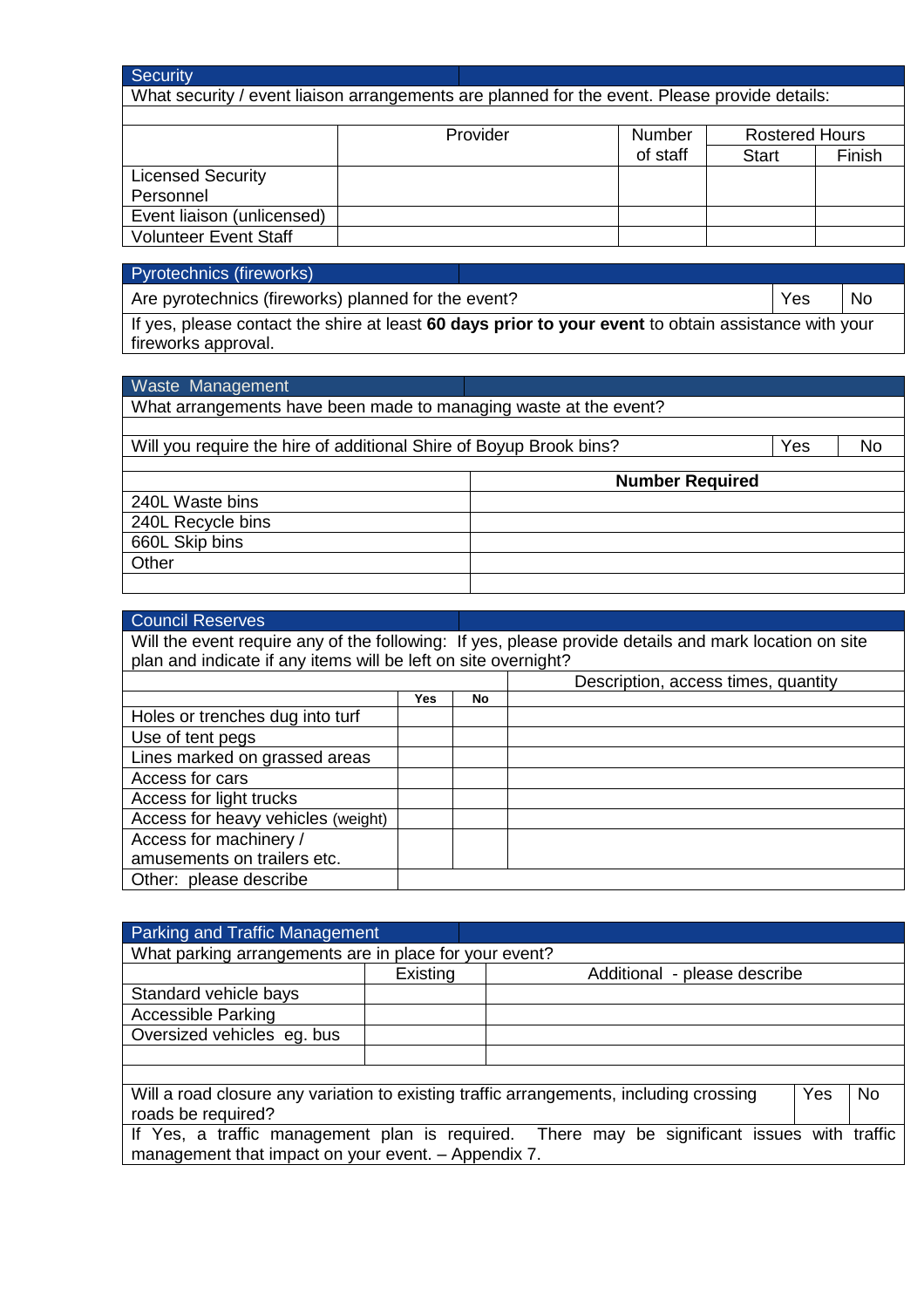## Security

What security / event liaison arrangements are planned for the event. Please provide details:

| | Provider | Number of staff | Rostered Hours | |
|---|---|---|---|---|
| | | | Start | Finish |
| Licensed Security Personnel | | | | |
| Event liaison (unlicensed) | | | | |
| Volunteer Event Staff | | | | |

## Pyrotechnics (fireworks)

| Are pyrotechnics (fireworks) planned for the event? | Yes | No |
|---|---|---|

If yes, please contact the shire at least **60 days prior to your event** to obtain assistance with your fireworks approval.

## Waste Management

What arrangements have been made to managing waste at the event?

| Will you require the hire of additional Shire of Boyup Brook bins? | Yes | No |
|---|---|---|

| | **Number Required** |
|---|---|
| 240L Waste bins | |
| 240L Recycle bins | |
| 660L Skip bins | |
| Other | |
| | |

## Council Reserves

Will the event require any of the following: If yes, please provide details and mark location on site plan and indicate if any items will be left on site overnight?

| | Yes | No | Description, access times, quantity |
|---|---|---|---|
| Holes or trenches dug into turf | | | |
| Use of tent pegs | | | |
| Lines marked on grassed areas | | | |
| Access for cars | | | |
| Access for light trucks | | | |
| Access for heavy vehicles (weight) | | | |
| Access for machinery / amusements on trailers etc. | | | |
| Other: please describe | | | |

## Parking and Traffic Management

What parking arrangements are in place for your event?

| | Existing | Additional - please describe |
|---|---|---|
| Standard vehicle bays | | |
| Accessible Parking | | |
| Oversized vehicles eg. bus | | |
| | | |

| Will a road closure any variation to existing traffic arrangements, including crossing roads be required? | Yes | No |
|---|---|---|

If Yes, a traffic management plan is required. There may be significant issues with traffic management that impact on your event. – Appendix 7.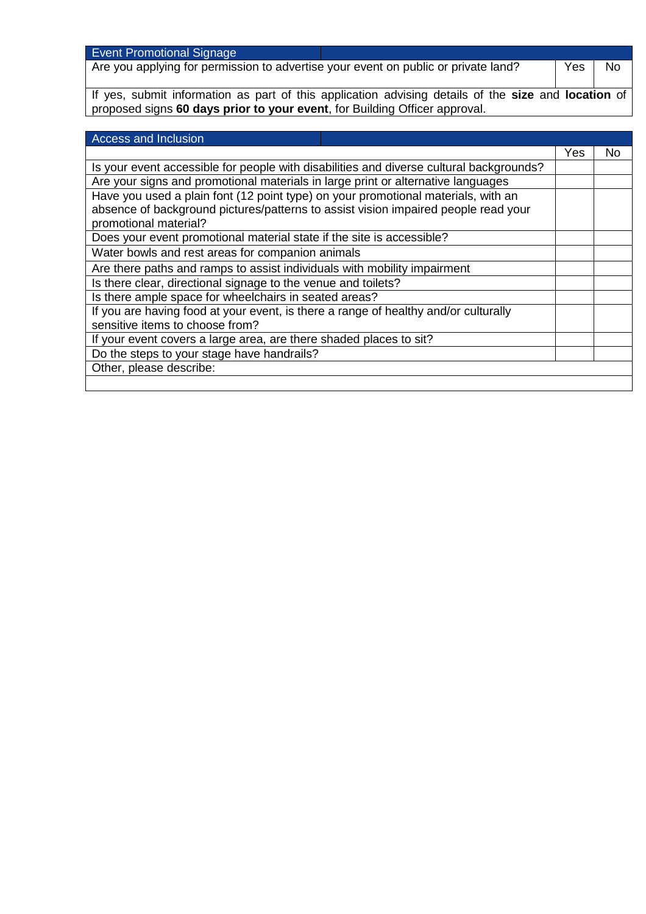| Event Promotional Signage | | |
|---|---|---|
| Are you applying for permission to advertise your event on public or private land? | Yes | No |
| If yes, submit information as part of this application advising details of the **size** and **location** of proposed signs **60 days prior to your event**, for Building Officer approval. | | |

| Access and Inclusion | | |
|---|---|---|
| | Yes | No |
| Is your event accessible for people with disabilities and diverse cultural backgrounds? | | |
| Are your signs and promotional materials in large print or alternative languages | | |
| Have you used a plain font (12 point type) on your promotional materials, with an absence of background pictures/patterns to assist vision impaired people read your promotional material? | | |
| Does your event promotional material state if the site is accessible? | | |
| Water bowls and rest areas for companion animals | | |
| Are there paths and ramps to assist individuals with mobility impairment | | |
| Is there clear, directional signage to the venue and toilets? | | |
| Is there ample space for wheelchairs in seated areas? | | |
| If you are having food at your event, is there a range of healthy and/or culturally sensitive items to choose from? | | |
| If your event covers a large area, are there shaded places to sit? | | |
| Do the steps to your stage have handrails? | | |
| Other, please describe: | | |
| | | |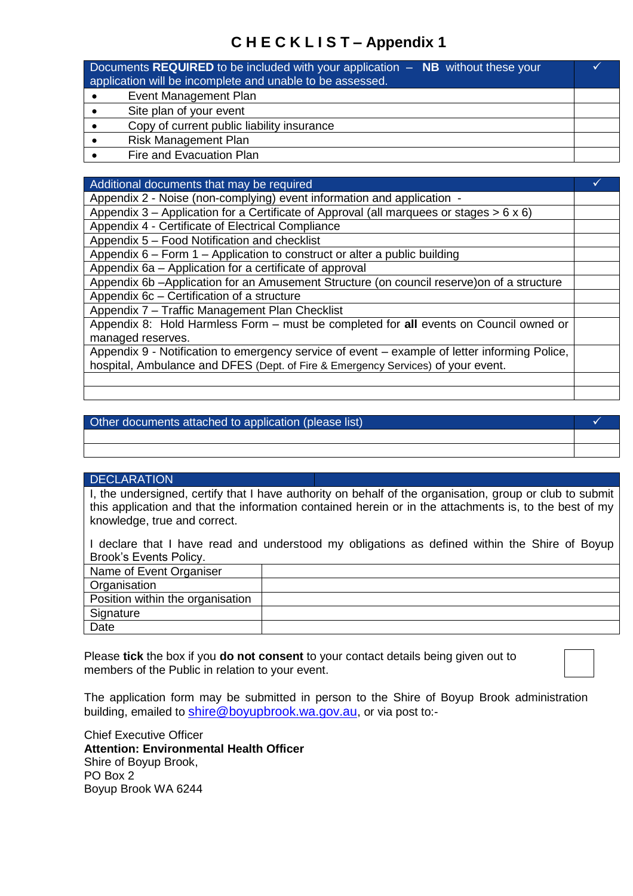# CHECKLIST – Appendix 1

| Documents **REQUIRED** to be included with your application – **NB** without these your application will be incomplete and unable to be assessed. | ✓ |
|---|---|
| • Event Management Plan | |
| • Site plan of your event | |
| • Copy of current public liability insurance | |
| • Risk Management Plan | |
| • Fire and Evacuation Plan | |

| Additional documents that may be required | ✓ |
|---|---|
| Appendix 2 - Noise (non-complying) event information and application - | |
| Appendix 3 – Application for a Certificate of Approval (all marquees or stages > 6 x 6) | |
| Appendix 4 - Certificate of Electrical Compliance | |
| Appendix 5 – Food Notification and checklist | |
| Appendix 6 – Form 1 – Application to construct or alter a public building | |
| Appendix 6a – Application for a certificate of approval | |
| Appendix 6b –Application for an Amusement Structure (on council reserve)on of a structure | |
| Appendix 6c – Certification of a structure | |
| Appendix 7 – Traffic Management Plan Checklist | |
| Appendix 8: Hold Harmless Form – must be completed for **all** events on Council owned or managed reserves. | |
| Appendix 9 - Notification to emergency service of event – example of letter informing Police, hospital, Ambulance and DFES (Dept. of Fire & Emergency Services) of your event. | |
| | |
| | |

| Other documents attached to application (please list) | ✓ |
|---|---|
| | |
| | |

| DECLARATION | |
|---|---|
| I, the undersigned, certify that I have authority on behalf of the organisation, group or club to submit this application and that the information contained herein or in the attachments is, to the best of my knowledge, true and correct.<br><br>I declare that I have read and understood my obligations as defined within the Shire of Boyup Brook's Events Policy. | |
| Name of Event Organiser | |
| Organisation | |
| Position within the organisation | |
| Signature | |
| Date | |

Please **tick** the box if you **do not consent** to your contact details being given out to members of the Public in relation to your event. ☐

The application form may be submitted in person to the Shire of Boyup Brook administration building, emailed to shire@boyupbrook.wa.gov.au, or via post to:-

Chief Executive Officer
**Attention: Environmental Health Officer**
Shire of Boyup Brook,
PO Box 2
Boyup Brook WA 6244